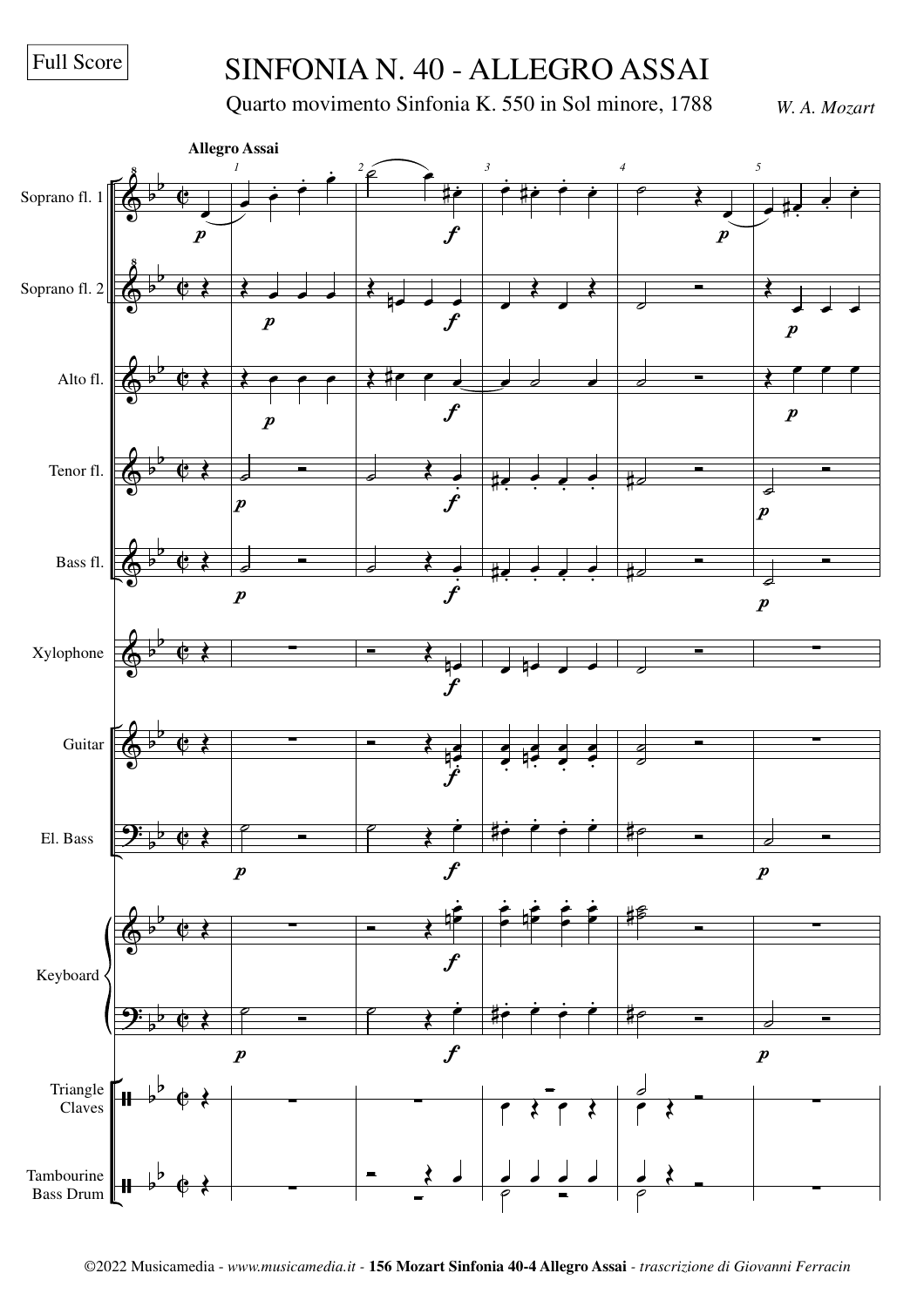Full Score

# SINFONIA N. 40 - ALLEGRO ASSAI

Quarto movimento Sinfonia K. 550 in Sol minore, 1788

*W. A. Mozart*

**Allegro Assai**

Soprano fl. 1

Soprano fl. 2

Alto fl.

Tenor fl.

Bass fl.

Xylophone

Guitar

El. Bass

Keyboard

Triangle
Claves

Tambourine
Bass Drum

©2022 Musicamedia - *www.musicamedia.it* - **156 Mozart Sinfonia 40-4 Allegro Assai** - *trascrizione di Giovanni Ferracin*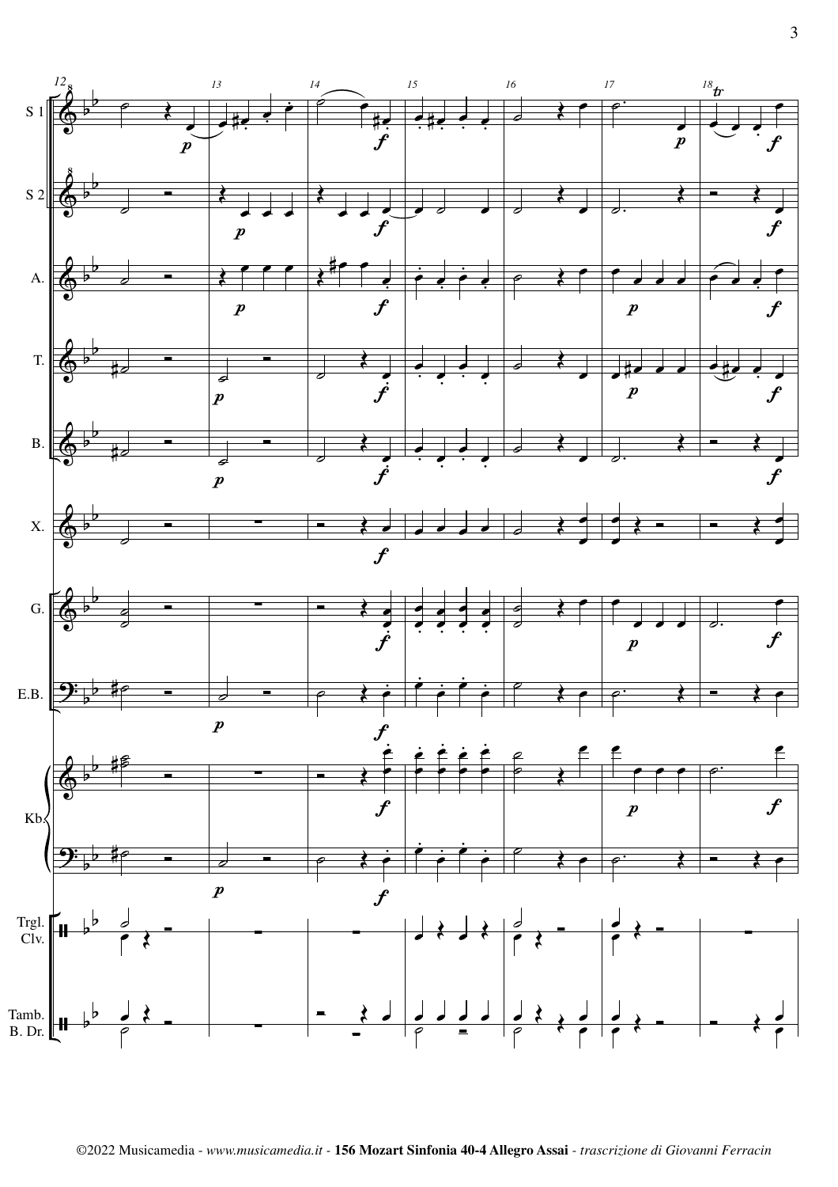S 1

S 2

A.

T.

B.

X.

G.

E.B.

Kb.

Trgl.
Clv.

Tamb.
B. Dr.

©2022 Musicamedia - *www.musicamedia.it* - **156 Mozart Sinfonia 40-4 Allegro Assai** - *trascrizione di Giovanni Ferracin*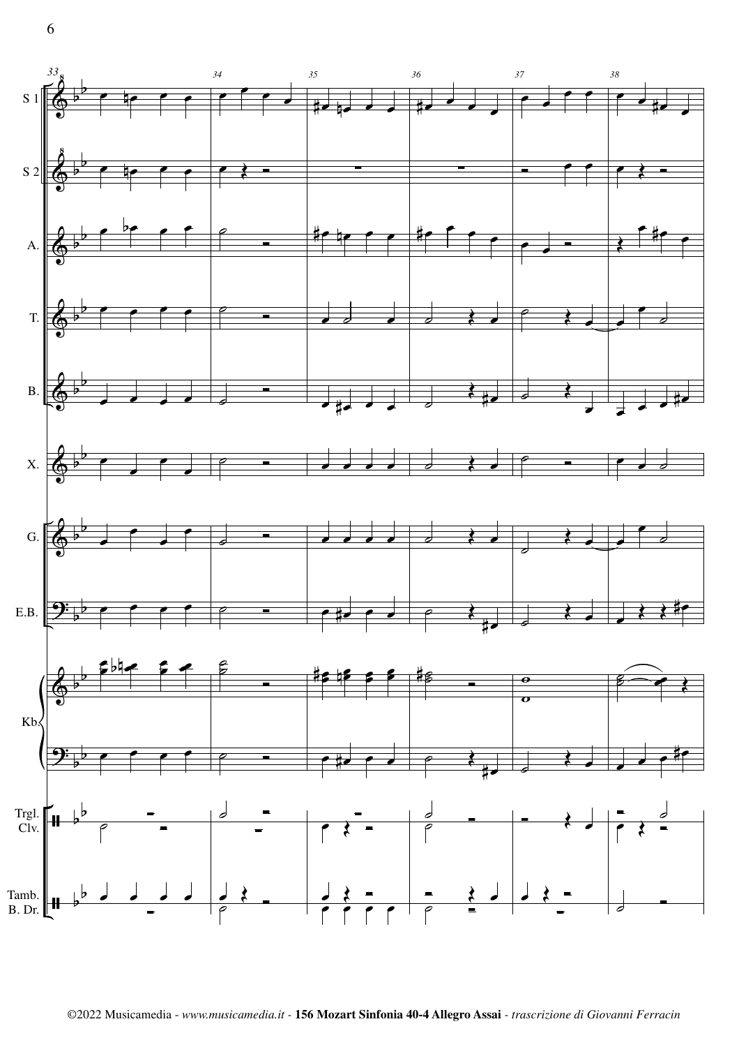©2022 Musicamedia - *www.musicamedia.it* - **156 Mozart Sinfonia 40-4 Allegro Assai** - *trascrizione di Giovanni Ferracin*